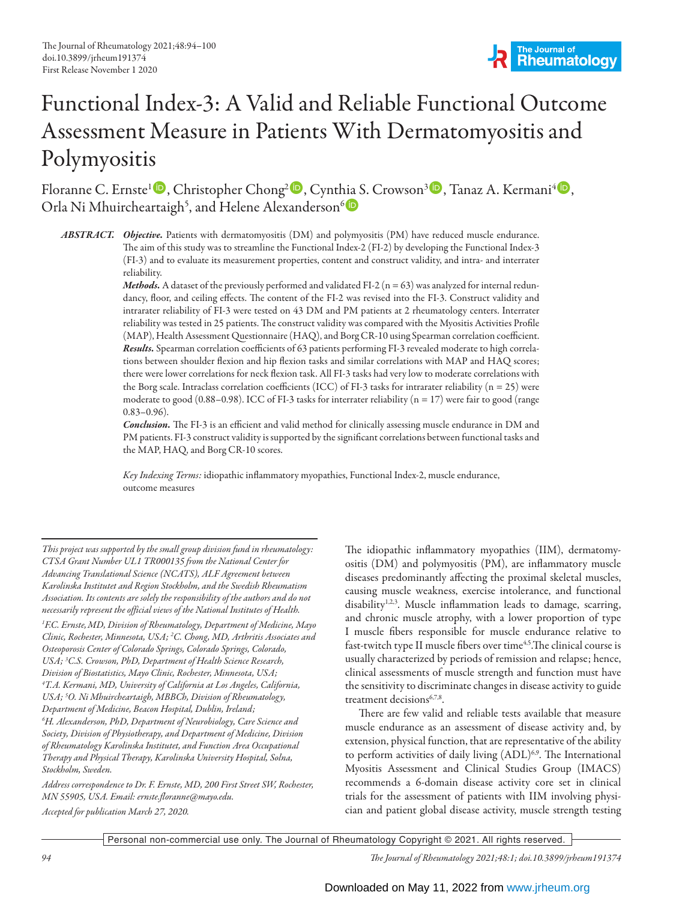# Functional Index-3: A Valid and Reliable Functional Outcome Assessment Measure in Patients With Dermatomyositis and Polymyositis

Floranne C. Ernste[1], Christopher Chong[2], Cynthia S. Crowson[3], Tanaz A. Kermani[4], Orla Ni Mhuircheartaigh[5], and Helene Alexanderson[6]

**ABSTRACT.** ***Objective.*** Patients with dermatomyositis (DM) and polymyositis (PM) have reduced muscle endurance. The aim of this study was to streamline the Functional Index-2 (FI-2) by developing the Functional Index-3 (FI-3) and to evaluate its measurement properties, content and construct validity, and intra- and interrater reliability.

***Methods.*** A dataset of the previously performed and validated FI-2 (n = 63) was analyzed for internal redundancy, floor, and ceiling effects. The content of the FI-2 was revised into the FI-3. Construct validity and intrarater reliability of FI-3 were tested on 43 DM and PM patients at 2 rheumatology centers. Interrater reliability was tested in 25 patients. The construct validity was compared with the Myositis Activities Profile (MAP), Health Assessment Questionnaire (HAQ), and Borg CR-10 using Spearman correlation coefficient.

***Results.*** Spearman correlation coefficients of 63 patients performing FI-3 revealed moderate to high correlations between shoulder flexion and hip flexion tasks and similar correlations with MAP and HAQ scores; there were lower correlations for neck flexion task. All FI-3 tasks had very low to moderate correlations with the Borg scale. Intraclass correlation coefficients (ICC) of FI-3 tasks for intrarater reliability (n = 25) were moderate to good (0.88–0.98). ICC of FI-3 tasks for interrater reliability (n = 17) were fair to good (range 0.83–0.96).

***Conclusion.*** The FI-3 is an efficient and valid method for clinically assessing muscle endurance in DM and PM patients. FI-3 construct validity is supported by the significant correlations between functional tasks and the MAP, HAQ, and Borg CR-10 scores.

*Key Indexing Terms:* idiopathic inflammatory myopathies, Functional Index-2, muscle endurance, outcome measures

*This project was supported by the small group division fund in rheumatology: CTSA Grant Number UL1 TR000135 from the National Center for Advancing Translational Science (NCATS), ALF Agreement between Karolinska Institutet and Region Stockholm, and the Swedish Rheumatism Association. Its contents are solely the responsibility of the authors and do not necessarily represent the official views of the National Institutes of Health.*

*[1]F.C. Ernste, MD, Division of Rheumatology, Department of Medicine, Mayo Clinic, Rochester, Minnesota, USA; [2]C. Chong, MD, Arthritis Associates and Osteoporosis Center of Colorado Springs, Colorado Springs, Colorado, USA; [3]C.S. Crowson, PhD, Department of Health Science Research, Division of Biostatistics, Mayo Clinic, Rochester, Minnesota, USA; [4]T.A. Kermani, MD, University of California at Los Angeles, California, USA; [5]O. Ni Mhuircheartaigh, MBBCh, Division of Rheumatology, Department of Medicine, Beacon Hospital, Dublin, Ireland; [6]H. Alexanderson, PhD, Department of Neurobiology, Care Science and Society, Division of Physiotherapy, and Department of Medicine, Division of Rheumatology Karolinska Institutet, and Function Area Occupational Therapy and Physical Therapy, Karolinska University Hospital, Solna, Stockholm, Sweden.*

*Address correspondence to Dr. F. Ernste, MD, 200 First Street SW, Rochester, MN 55905, USA. Email: ernste.floranne@mayo.edu.*

*Accepted for publication March 27, 2020.*

The idiopathic inflammatory myopathies (IIM), dermatomyositis (DM) and polymyositis (PM), are inflammatory muscle diseases predominantly affecting the proximal skeletal muscles, causing muscle weakness, exercise intolerance, and functional disability[1,2,3]. Muscle inflammation leads to damage, scarring, and chronic muscle atrophy, with a lower proportion of type I muscle fibers responsible for muscle endurance relative to fast-twitch type II muscle fibers over time[4,5]. The clinical course is usually characterized by periods of remission and relapse; hence, clinical assessments of muscle strength and function must have the sensitivity to discriminate changes in disease activity to guide treatment decisions[6,7,8].

There are few valid and reliable tests available that measure muscle endurance as an assessment of disease activity and, by extension, physical function, that are representative of the ability to perform activities of daily living (ADL)[6,9]. The International Myositis Assessment and Clinical Studies Group (IMACS) recommends a 6-domain disease activity core set in clinical trials for the assessment of patients with IIM involving physician and patient global disease activity, muscle strength testing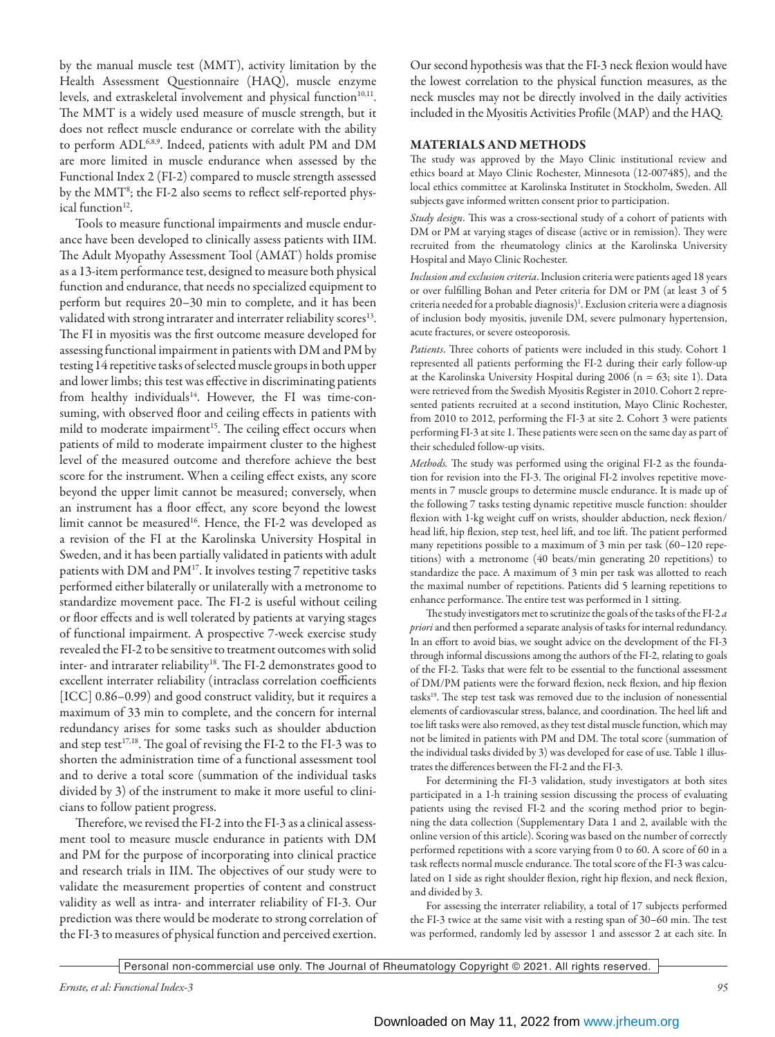by the manual muscle test (MMT), activity limitation by the Health Assessment Questionnaire (HAQ), muscle enzyme levels, and extraskeletal involvement and physical function[10,11]. The MMT is a widely used measure of muscle strength, but it does not reflect muscle endurance or correlate with the ability to perform ADL[6,8,9]. Indeed, patients with adult PM and DM are more limited in muscle endurance when assessed by the Functional Index 2 (FI-2) compared to muscle strength assessed by the MMT[8]; the FI-2 also seems to reflect self-reported physical function[12].

Tools to measure functional impairments and muscle endurance have been developed to clinically assess patients with IIM. The Adult Myopathy Assessment Tool (AMAT) holds promise as a 13-item performance test, designed to measure both physical function and endurance, that needs no specialized equipment to perform but requires 20–30 min to complete, and it has been validated with strong intrarater and interrater reliability scores[13]. The FI in myositis was the first outcome measure developed for assessing functional impairment in patients with DM and PM by testing 14 repetitive tasks of selected muscle groups in both upper and lower limbs; this test was effective in discriminating patients from healthy individuals[14]. However, the FI was time-consuming, with observed floor and ceiling effects in patients with mild to moderate impairment[15]. The ceiling effect occurs when patients of mild to moderate impairment cluster to the highest level of the measured outcome and therefore achieve the best score for the instrument. When a ceiling effect exists, any score beyond the upper limit cannot be measured; conversely, when an instrument has a floor effect, any score beyond the lowest limit cannot be measured[16]. Hence, the FI-2 was developed as a revision of the FI at the Karolinska University Hospital in Sweden, and it has been partially validated in patients with adult patients with DM and PM[17]. It involves testing 7 repetitive tasks performed either bilaterally or unilaterally with a metronome to standardize movement pace. The FI-2 is useful without ceiling or floor effects and is well tolerated by patients at varying stages of functional impairment. A prospective 7-week exercise study revealed the FI-2 to be sensitive to treatment outcomes with solid inter- and intrarater reliability[18]. The FI-2 demonstrates good to excellent interrater reliability (intraclass correlation coefficients [ICC] 0.86–0.99) and good construct validity, but it requires a maximum of 33 min to complete, and the concern for internal redundancy arises for some tasks such as shoulder abduction and step test[17,18]. The goal of revising the FI-2 to the FI-3 was to shorten the administration time of a functional assessment tool and to derive a total score (summation of the individual tasks divided by 3) of the instrument to make it more useful to clinicians to follow patient progress.

Therefore, we revised the FI-2 into the FI-3 as a clinical assessment tool to measure muscle endurance in patients with DM and PM for the purpose of incorporating into clinical practice and research trials in IIM. The objectives of our study were to validate the measurement properties of content and construct validity as well as intra- and interrater reliability of FI-3. Our prediction was there would be moderate to strong correlation of the FI-3 to measures of physical function and perceived exertion.

Our second hypothesis was that the FI-3 neck flexion would have the lowest correlation to the physical function measures, as the neck muscles may not be directly involved in the daily activities included in the Myositis Activities Profile (MAP) and the HAQ.

## MATERIALS AND METHODS

The study was approved by the Mayo Clinic institutional review and ethics board at Mayo Clinic Rochester, Minnesota (12-007485), and the local ethics committee at Karolinska Institutet in Stockholm, Sweden. All subjects gave informed written consent prior to participation.

*Study design*. This was a cross-sectional study of a cohort of patients with DM or PM at varying stages of disease (active or in remission). They were recruited from the rheumatology clinics at the Karolinska University Hospital and Mayo Clinic Rochester.

*Inclusion and exclusion criteria*. Inclusion criteria were patients aged 18 years or over fulfilling Bohan and Peter criteria for DM or PM (at least 3 of 5 criteria needed for a probable diagnosis)[1]. Exclusion criteria were a diagnosis of inclusion body myositis, juvenile DM, severe pulmonary hypertension, acute fractures, or severe osteoporosis.

*Patients*. Three cohorts of patients were included in this study. Cohort 1 represented all patients performing the FI-2 during their early follow-up at the Karolinska University Hospital during 2006 (n = 63; site 1). Data were retrieved from the Swedish Myositis Register in 2010. Cohort 2 represented patients recruited at a second institution, Mayo Clinic Rochester, from 2010 to 2012, performing the FI-3 at site 2. Cohort 3 were patients performing FI-3 at site 1. These patients were seen on the same day as part of their scheduled follow-up visits.

*Methods*. The study was performed using the original FI-2 as the foundation for revision into the FI-3. The original FI-2 involves repetitive movements in 7 muscle groups to determine muscle endurance. It is made up of the following 7 tasks testing dynamic repetitive muscle function: shoulder flexion with 1-kg weight cuff on wrists, shoulder abduction, neck flexion/head lift, hip flexion, step test, heel lift, and toe lift. The patient performed many repetitions possible to a maximum of 3 min per task (60–120 repetitions) with a metronome (40 beats/min generating 20 repetitions) to standardize the pace. A maximum of 3 min per task was allotted to reach the maximal number of repetitions. Patients did 5 learning repetitions to enhance performance. The entire test was performed in 1 sitting.

The study investigators met to scrutinize the goals of the tasks of the FI-2 *a priori* and then performed a separate analysis of tasks for internal redundancy. In an effort to avoid bias, we sought advice on the development of the FI-3 through informal discussions among the authors of the FI-2, relating to goals of the FI-2. Tasks that were felt to be essential to the functional assessment of DM/PM patients were the forward flexion, neck flexion, and hip flexion tasks[19]. The step test task was removed due to the inclusion of nonessential elements of cardiovascular stress, balance, and coordination. The heel lift and toe lift tasks were also removed, as they test distal muscle function, which may not be limited in patients with PM and DM. The total score (summation of the individual tasks divided by 3) was developed for ease of use. Table 1 illustrates the differences between the FI-2 and the FI-3.

For determining the FI-3 validation, study investigators at both sites participated in a 1-h training session discussing the process of evaluating patients using the revised FI-2 and the scoring method prior to beginning the data collection (Supplementary Data 1 and 2, available with the online version of this article). Scoring was based on the number of correctly performed repetitions with a score varying from 0 to 60. A score of 60 in a task reflects normal muscle endurance. The total score of the FI-3 was calculated on 1 side as right shoulder flexion, right hip flexion, and neck flexion, and divided by 3.

For assessing the interrater reliability, a total of 17 subjects performed the FI-3 twice at the same visit with a resting span of 30–60 min. The test was performed, randomly led by assessor 1 and assessor 2 at each site. In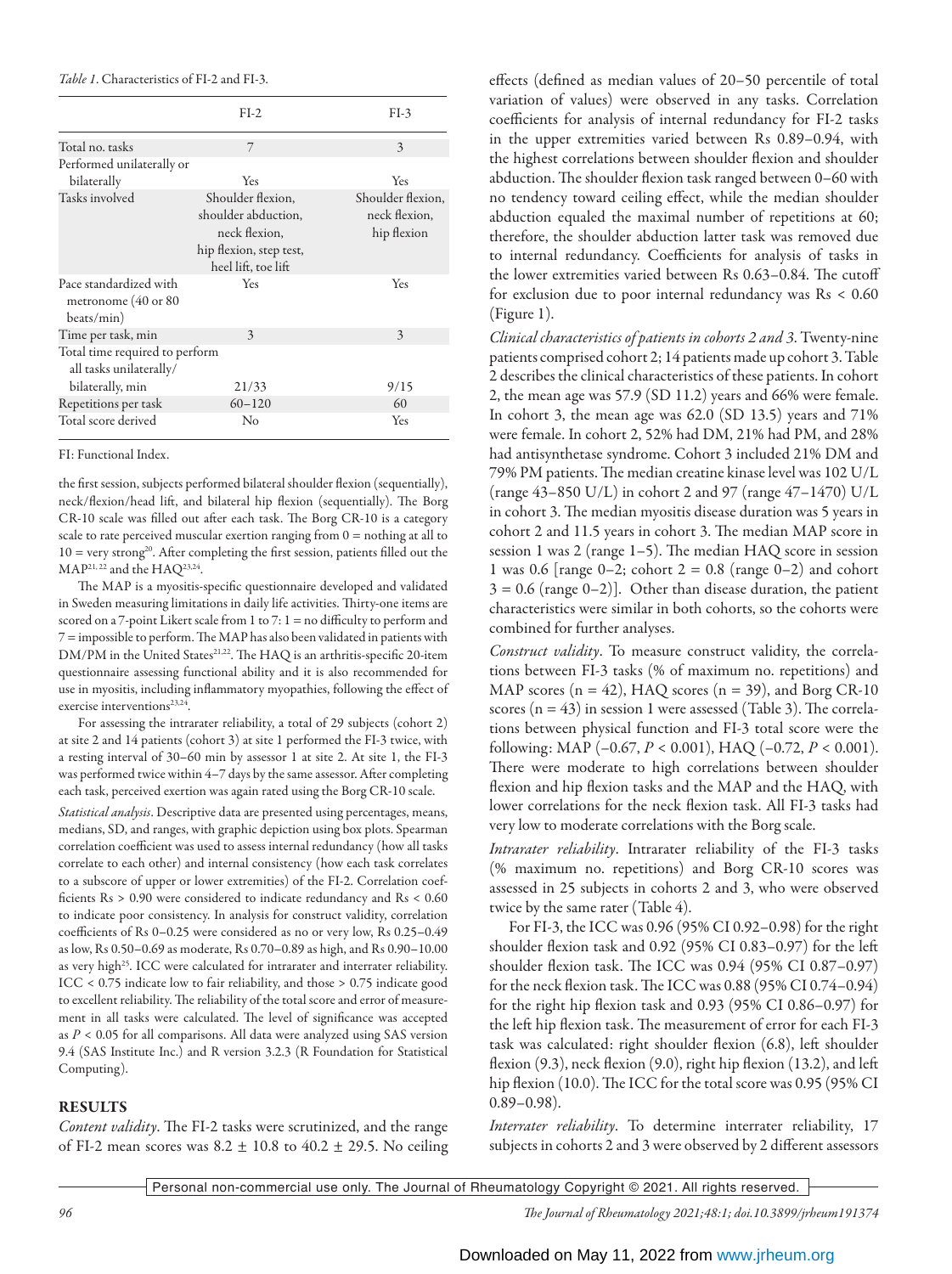*Table 1*. Characteristics of FI-2 and FI-3.

| | FI-2 | FI-3 |
|---|---|---|
| Total no. tasks | 7 | 3 |
| Performed unilaterally or bilaterally | Yes | Yes |
| Tasks involved | Shoulder flexion, shoulder abduction, neck flexion, hip flexion, step test, heel lift, toe lift | Shoulder flexion, neck flexion, hip flexion |
| Pace standardized with metronome (40 or 80 beats/min) | Yes | Yes |
| Time per task, min | 3 | 3 |
| Total time required to perform all tasks unilaterally/ bilaterally, min | 21/33 | 9/15 |
| Repetitions per task | 60–120 | 60 |
| Total score derived | No | Yes |

FI: Functional Index.

the first session, subjects performed bilateral shoulder flexion (sequentially), neck/flexion/head lift, and bilateral hip flexion (sequentially). The Borg CR-10 scale was filled out after each task. The Borg CR-10 is a category scale to rate perceived muscular exertion ranging from 0 = nothing at all to 10 = very strong[20]. After completing the first session, patients filled out the MAP[21,22] and the HAQ[23,24].

The MAP is a myositis-specific questionnaire developed and validated in Sweden measuring limitations in daily life activities. Thirty-one items are scored on a 7-point Likert scale from 1 to 7: 1 = no difficulty to perform and 7 = impossible to perform. The MAP has also been validated in patients with DM/PM in the United States[21,22]. The HAQ is an arthritis-specific 20-item questionnaire assessing functional ability and it is also recommended for use in myositis, including inflammatory myopathies, following the effect of exercise interventions[23,24].

For assessing the intrarater reliability, a total of 29 subjects (cohort 2) at site 2 and 14 patients (cohort 3) at site 1 performed the FI-3 twice, with a resting interval of 30–60 min by assessor 1 at site 2. At site 1, the FI-3 was performed twice within 4–7 days by the same assessor. After completing each task, perceived exertion was again rated using the Borg CR-10 scale.

*Statistical analysis*. Descriptive data are presented using percentages, means, medians, SD, and ranges, with graphic depiction using box plots. Spearman correlation coefficient was used to assess internal redundancy (how all tasks correlate to each other) and internal consistency (how each task correlates to a subscore of upper or lower extremities) of the FI-2. Correlation coefficients Rs > 0.90 were considered to indicate redundancy and Rs < 0.60 to indicate poor consistency. In analysis for construct validity, correlation coefficients of Rs 0–0.25 were considered as no or very low, Rs 0.25–0.49 as low, Rs 0.50–0.69 as moderate, Rs 0.70–0.89 as high, and Rs 0.90–10.00 as very high[25]. ICC were calculated for intrarater and interrater reliability. ICC < 0.75 indicate low to fair reliability, and those > 0.75 indicate good to excellent reliability. The reliability of the total score and error of measurement in all tasks were calculated. The level of significance was accepted as $P < 0.05$ for all comparisons. All data were analyzed using SAS version 9.4 (SAS Institute Inc.) and R version 3.2.3 (R Foundation for Statistical Computing).

## RESULTS

*Content validity*. The FI-2 tasks were scrutinized, and the range of FI-2 mean scores was 8.2 ± 10.8 to 40.2 ± 29.5. No ceiling effects (defined as median values of 20–50 percentile of total variation of values) were observed in any tasks. Correlation coefficients for analysis of internal redundancy for FI-2 tasks in the upper extremities varied between Rs 0.89–0.94, with the highest correlations between shoulder flexion and shoulder abduction. The shoulder flexion task ranged between 0–60 with no tendency toward ceiling effect, while the median shoulder abduction equaled the maximal number of repetitions at 60; therefore, the shoulder abduction latter task was removed due to internal redundancy. Coefficients for analysis of tasks in the lower extremities varied between Rs 0.63–0.84. The cutoff for exclusion due to poor internal redundancy was Rs < 0.60 (Figure 1).

*Clinical characteristics of patients in cohorts 2 and 3*. Twenty-nine patients comprised cohort 2; 14 patients made up cohort 3. Table 2 describes the clinical characteristics of these patients. In cohort 2, the mean age was 57.9 (SD 11.2) years and 66% were female. In cohort 3, the mean age was 62.0 (SD 13.5) years and 71% were female. In cohort 2, 52% had DM, 21% had PM, and 28% had antisynthetase syndrome. Cohort 3 included 21% DM and 79% PM patients. The median creatine kinase level was 102 U/L (range 43–850 U/L) in cohort 2 and 97 (range 47–1470) U/L in cohort 3. The median myositis disease duration was 5 years in cohort 2 and 11.5 years in cohort 3. The median MAP score in session 1 was 2 (range 1–5). The median HAQ score in session 1 was 0.6 [range 0–2; cohort 2 = 0.8 (range 0–2) and cohort 3 = 0.6 (range 0–2)]. Other than disease duration, the patient characteristics were similar in both cohorts, so the cohorts were combined for further analyses.

*Construct validity*. To measure construct validity, the correlations between FI-3 tasks (% of maximum no. repetitions) and MAP scores (n = 42), HAQ scores (n = 39), and Borg CR-10 scores (n = 43) in session 1 were assessed (Table 3). The correlations between physical function and FI-3 total score were the following: MAP (–0.67, $P < 0.001$), HAQ (–0.72, $P < 0.001$). There were moderate to high correlations between shoulder flexion and hip flexion tasks and the MAP and the HAQ, with lower correlations for the neck flexion task. All FI-3 tasks had very low to moderate correlations with the Borg scale.

*Intrarater reliability*. Intrarater reliability of the FI-3 tasks (% maximum no. repetitions) and Borg CR-10 scores was assessed in 25 subjects in cohorts 2 and 3, who were observed twice by the same rater (Table 4).

For FI-3, the ICC was 0.96 (95% CI 0.92–0.98) for the right shoulder flexion task and 0.92 (95% CI 0.83–0.97) for the left shoulder flexion task. The ICC was 0.94 (95% CI 0.87–0.97) for the neck flexion task. The ICC was 0.88 (95% CI 0.74–0.94) for the right hip flexion task and 0.93 (95% CI 0.86–0.97) for the left hip flexion task. The measurement of error for each FI-3 task was calculated: right shoulder flexion (6.8), left shoulder flexion (9.3), neck flexion (9.0), right hip flexion (13.2), and left hip flexion (10.0). The ICC for the total score was 0.95 (95% CI 0.89–0.98).

*Interrater reliability*. To determine interrater reliability, 17 subjects in cohorts 2 and 3 were observed by 2 different assessors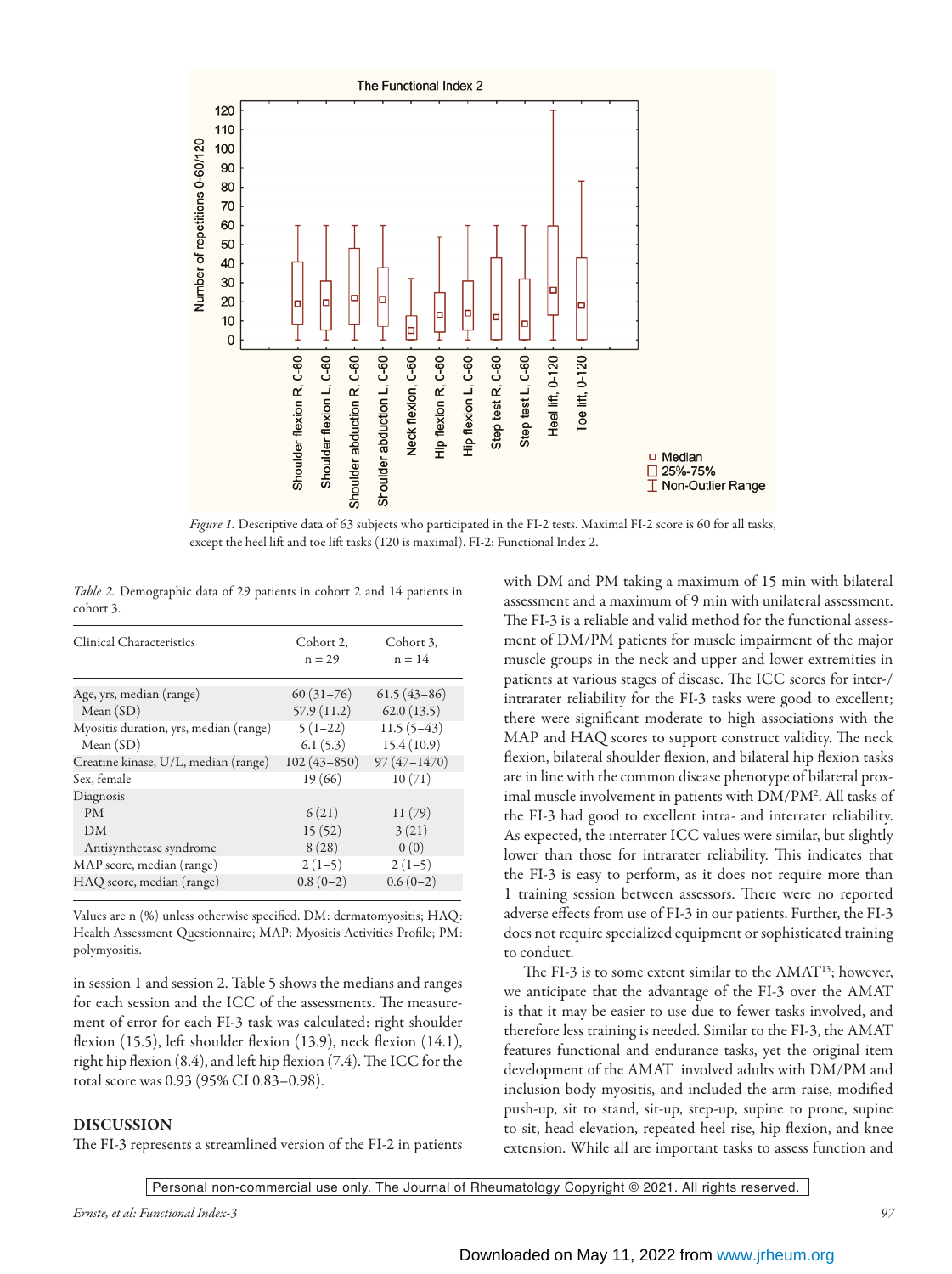*Figure 1.* Descriptive data of 63 subjects who participated in the FI-2 tests. Maximal FI-2 score is 60 for all tasks, except the heel lift and toe lift tasks (120 is maximal). FI-2: Functional Index 2.

*Table 2.* Demographic data of 29 patients in cohort 2 and 14 patients in cohort 3.

| Clinical Characteristics | Cohort 2, n = 29 | Cohort 3, n = 14 |
|---|---|---|
| Age, yrs, median (range) | 60 (31–76) | 61.5 (43–86) |
| Mean (SD) | 57.9 (11.2) | 62.0 (13.5) |
| Myositis duration, yrs, median (range) | 5 (1–22) | 11.5 (5–43) |
| Mean (SD) | 6.1 (5.3) | 15.4 (10.9) |
| Creatine kinase, U/L, median (range) | 102 (43–850) | 97 (47–1470) |
| Sex, female | 19 (66) | 10 (71) |
| Diagnosis | | |
| PM | 6 (21) | 11 (79) |
| DM | 15 (52) | 3 (21) |
| Antisynthetase syndrome | 8 (28) | 0 (0) |
| MAP score, median (range) | 2 (1–5) | 2 (1–5) |
| HAQ score, median (range) | 0.8 (0–2) | 0.6 (0–2) |

Values are n (%) unless otherwise specified. DM: dermatomyositis; HAQ: Health Assessment Questionnaire; MAP: Myositis Activities Profile; PM: polymyositis.

in session 1 and session 2. Table 5 shows the medians and ranges for each session and the ICC of the assessments. The measurement of error for each FI-3 task was calculated: right shoulder flexion (15.5), left shoulder flexion (13.9), neck flexion (14.1), right hip flexion (8.4), and left hip flexion (7.4). The ICC for the total score was 0.93 (95% CI 0.83–0.98).

## DISCUSSION

The FI-3 represents a streamlined version of the FI-2 in patients with DM and PM taking a maximum of 15 min with bilateral assessment and a maximum of 9 min with unilateral assessment. The FI-3 is a reliable and valid method for the functional assessment of DM/PM patients for muscle impairment of the major muscle groups in the neck and upper and lower extremities in patients at various stages of disease. The ICC scores for inter-/intrarater reliability for the FI-3 tasks were good to excellent; there were significant moderate to high associations with the MAP and HAQ scores to support construct validity. The neck flexion, bilateral shoulder flexion, and bilateral hip flexion tasks are in line with the common disease phenotype of bilateral proximal muscle involvement in patients with DM/PM[2]. All tasks of the FI-3 had good to excellent intra- and interrater reliability. As expected, the interrater ICC values were similar, but slightly lower than those for intrarater reliability. This indicates that the FI-3 is easy to perform, as it does not require more than 1 training session between assessors. There were no reported adverse effects from use of FI-3 in our patients. Further, the FI-3 does not require specialized equipment or sophisticated training to conduct.

The FI-3 is to some extent similar to the AMAT[13]; however, we anticipate that the advantage of the FI-3 over the AMAT is that it may be easier to use due to fewer tasks involved, and therefore less training is needed. Similar to the FI-3, the AMAT features functional and endurance tasks, yet the original item development of the AMAT involved adults with DM/PM and inclusion body myositis, and included the arm raise, modified push-up, sit to stand, sit-up, step-up, supine to prone, supine to sit, head elevation, repeated heel rise, hip flexion, and knee extension. While all are important tasks to assess function and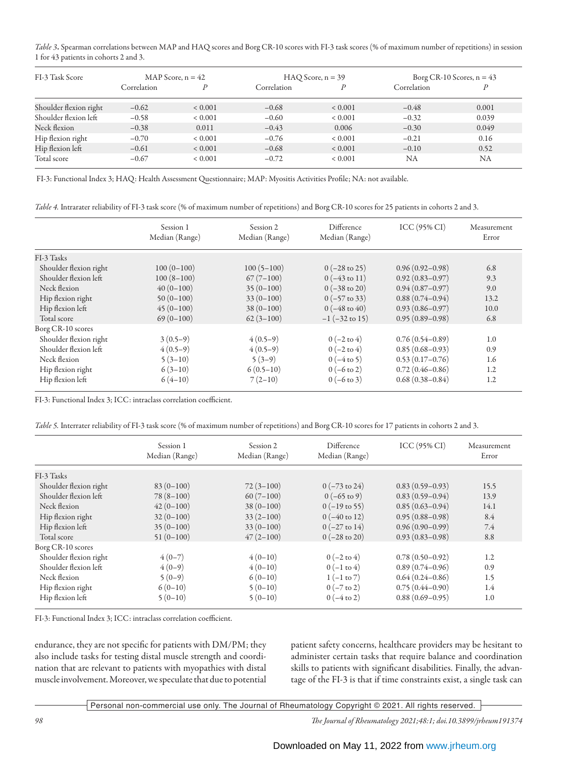*Table 3*. Spearman correlations between MAP and HAQ scores and Borg CR-10 scores with FI-3 task scores (% of maximum number of repetitions) in session 1 for 43 patients in cohorts 2 and 3.

| FI-3 Task Score | MAP Score, n = 42 | | HAQ Score, n = 39 | | Borg CR-10 Scores, n = 43 | |
|---|---|---|---|---|---|---|
| | Correlation | *P* | Correlation | *P* | Correlation | *P* |
| Shoulder flexion right | −0.62 | < 0.001 | −0.68 | < 0.001 | −0.48 | 0.001 |
| Shoulder flexion left | −0.58 | < 0.001 | −0.60 | < 0.001 | −0.32 | 0.039 |
| Neck flexion | −0.38 | 0.011 | −0.43 | 0.006 | −0.30 | 0.049 |
| Hip flexion right | −0.70 | < 0.001 | −0.76 | < 0.001 | −0.21 | 0.16 |
| Hip flexion left | −0.61 | < 0.001 | −0.68 | < 0.001 | −0.10 | 0.52 |
| Total score | −0.67 | < 0.001 | −0.72 | < 0.001 | NA | NA |

FI-3: Functional Index 3; HAQ: Health Assessment Questionnaire; MAP: Myositis Activities Profile; NA: not available.

*Table 4.* Intrarater reliability of FI-3 task score (% of maximum number of repetitions) and Borg CR-10 scores for 25 patients in cohorts 2 and 3.

| | Session 1 Median (Range) | Session 2 Median (Range) | Difference Median (Range) | ICC (95% CI) | Measurement Error |
|---|---|---|---|---|---|
| FI-3 Tasks | | | | | |
| Shoulder flexion right | 100 (0–100) | 100 (5–100) | 0 (−28 to 25) | 0.96 (0.92–0.98) | 6.8 |
| Shoulder flexion left | 100 (8–100) | 67 (7–100) | 0 (−43 to 11) | 0.92 (0.83–0.97) | 9.3 |
| Neck flexion | 40 (0–100) | 35 (0–100) | 0 (−38 to 20) | 0.94 (0.87–0.97) | 9.0 |
| Hip flexion right | 50 (0–100) | 33 (0–100) | 0 (−57 to 33) | 0.88 (0.74–0.94) | 13.2 |
| Hip flexion left | 45 (0–100) | 38 (0–100) | 0 (−48 to 40) | 0.93 (0.86–0.97) | 10.0 |
| Total score | 69 (0–100) | 62 (3–100) | −1 (−32 to 15) | 0.95 (0.89–0.98) | 6.8 |
| Borg CR-10 scores | | | | | |
| Shoulder flexion right | 3 (0.5–9) | 4 (0.5–9) | 0 (−2 to 4) | 0.76 (0.54–0.89) | 1.0 |
| Shoulder flexion left | 4 (0.5–9) | 4 (0.5–9) | 0 (−2 to 4) | 0.85 (0.68–0.93) | 0.9 |
| Neck flexion | 5 (3–10) | 5 (3–9) | 0 (−4 to 5) | 0.53 (0.17–0.76) | 1.6 |
| Hip flexion right | 6 (3–10) | 6 (0.5–10) | 0 (−6 to 2) | 0.72 (0.46–0.86) | 1.2 |
| Hip flexion left | 6 (4–10) | 7 (2–10) | 0 (−6 to 3) | 0.68 (0.38–0.84) | 1.2 |

FI-3: Functional Index 3; ICC: intraclass correlation coefficient.

*Table 5.* Interrater reliability of FI-3 task score (% of maximum number of repetitions) and Borg CR-10 scores for 17 patients in cohorts 2 and 3.

| | Session 1 Median (Range) | Session 2 Median (Range) | Difference Median (Range) | ICC (95% CI) | Measurement Error |
|---|---|---|---|---|---|
| FI-3 Tasks | | | | | |
| Shoulder flexion right | 83 (0–100) | 72 (3–100) | 0 (−73 to 24) | 0.83 (0.59–0.93) | 15.5 |
| Shoulder flexion left | 78 (8–100) | 60 (7–100) | 0 (−65 to 9) | 0.83 (0.59–0.94) | 13.9 |
| Neck flexion | 42 (0–100) | 38 (0–100) | 0 (−19 to 55) | 0.85 (0.63–0.94) | 14.1 |
| Hip flexion right | 32 (0–100) | 33 (2–100) | 0 (−40 to 12) | 0.95 (0.88–0.98) | 8.4 |
| Hip flexion left | 35 (0–100) | 33 (0–100) | 0 (−27 to 14) | 0.96 (0.90–0.99) | 7.4 |
| Total score | 51 (0–100) | 47 (2–100) | 0 (−28 to 20) | 0.93 (0.83–0.98) | 8.8 |
| Borg CR-10 scores | | | | | |
| Shoulder flexion right | 4 (0–7) | 4 (0–10) | 0 (−2 to 4) | 0.78 (0.50–0.92) | 1.2 |
| Shoulder flexion left | 4 (0–9) | 4 (0–10) | 0 (−1 to 4) | 0.89 (0.74–0.96) | 0.9 |
| Neck flexion | 5 (0–9) | 6 (0–10) | 1 (−1 to 7) | 0.64 (0.24–0.86) | 1.5 |
| Hip flexion right | 6 (0–10) | 5 (0–10) | 0 (−7 to 2) | 0.75 (0.44–0.90) | 1.4 |
| Hip flexion left | 5 (0–10) | 5 (0–10) | 0 (−4 to 2) | 0.88 (0.69–0.95) | 1.0 |

FI-3: Functional Index 3; ICC: intraclass correlation coefficient.

endurance, they are not specific for patients with DM/PM; they also include tasks for testing distal muscle strength and coordination that are relevant to patients with myopathies with distal muscle involvement. Moreover, we speculate that due to potential patient safety concerns, healthcare providers may be hesitant to administer certain tasks that require balance and coordination skills to patients with significant disabilities. Finally, the advantage of the FI-3 is that if time constraints exist, a single task can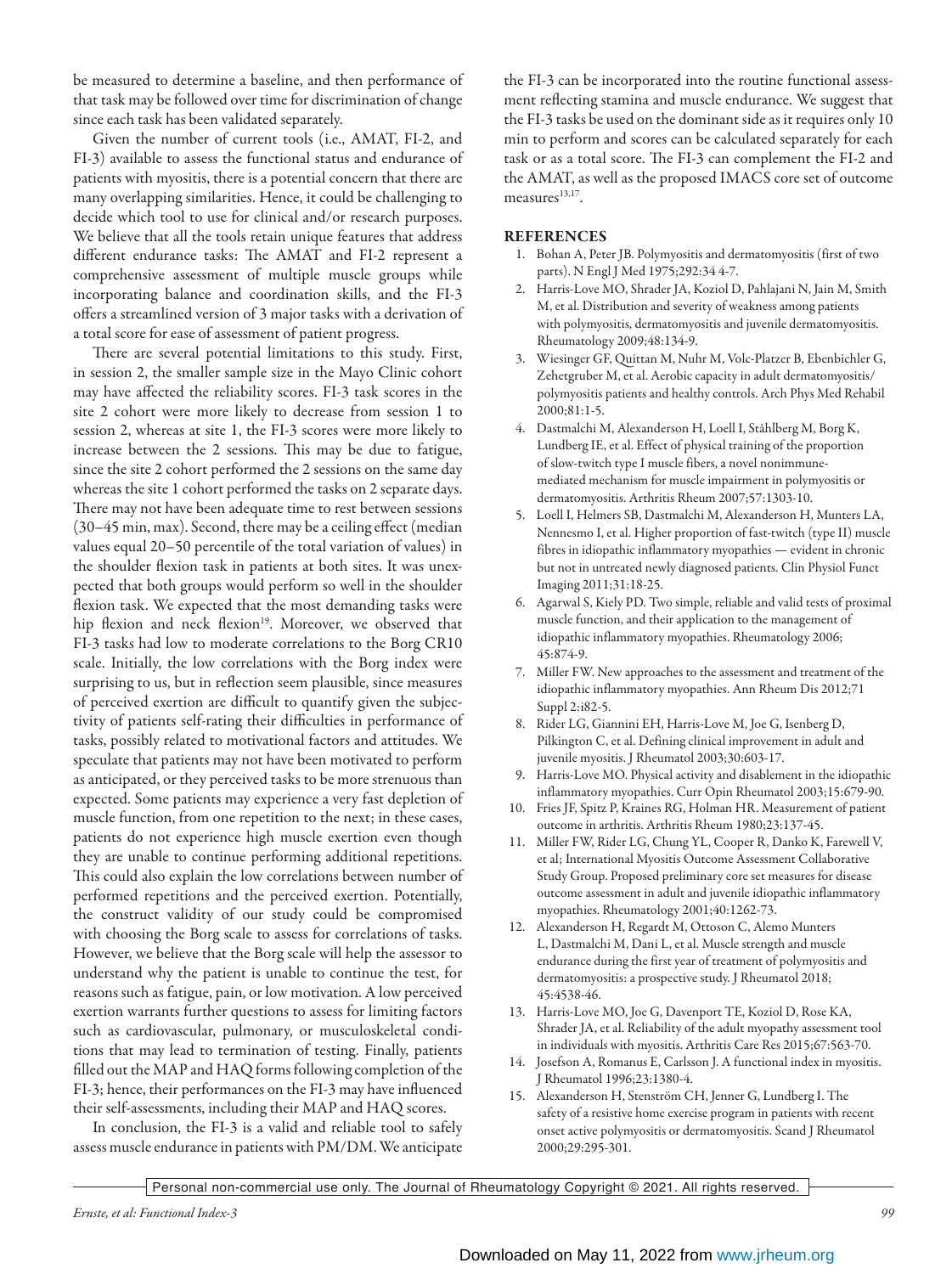be measured to determine a baseline, and then performance of that task may be followed over time for discrimination of change since each task has been validated separately.

Given the number of current tools (i.e., AMAT, FI-2, and FI-3) available to assess the functional status and endurance of patients with myositis, there is a potential concern that there are many overlapping similarities. Hence, it could be challenging to decide which tool to use for clinical and/or research purposes. We believe that all the tools retain unique features that address different endurance tasks: The AMAT and FI-2 represent a comprehensive assessment of multiple muscle groups while incorporating balance and coordination skills, and the FI-3 offers a streamlined version of 3 major tasks with a derivation of a total score for ease of assessment of patient progress.

There are several potential limitations to this study. First, in session 2, the smaller sample size in the Mayo Clinic cohort may have affected the reliability scores. FI-3 task scores in the site 2 cohort were more likely to decrease from session 1 to session 2, whereas at site 1, the FI-3 scores were more likely to increase between the 2 sessions. This may be due to fatigue, since the site 2 cohort performed the 2 sessions on the same day whereas the site 1 cohort performed the tasks on 2 separate days. There may not have been adequate time to rest between sessions (30–45 min, max). Second, there may be a ceiling effect (median values equal 20–50 percentile of the total variation of values) in the shoulder flexion task in patients at both sites. It was unexpected that both groups would perform so well in the shoulder flexion task. We expected that the most demanding tasks were hip flexion and neck flexion[19]. Moreover, we observed that FI-3 tasks had low to moderate correlations to the Borg CR10 scale. Initially, the low correlations with the Borg index were surprising to us, but in reflection seem plausible, since measures of perceived exertion are difficult to quantify given the subjectivity of patients self-rating their difficulties in performance of tasks, possibly related to motivational factors and attitudes. We speculate that patients may not have been motivated to perform as anticipated, or they perceived tasks to be more strenuous than expected. Some patients may experience a very fast depletion of muscle function, from one repetition to the next; in these cases, patients do not experience high muscle exertion even though they are unable to continue performing additional repetitions. This could also explain the low correlations between number of performed repetitions and the perceived exertion. Potentially, the construct validity of our study could be compromised with choosing the Borg scale to assess for correlations of tasks. However, we believe that the Borg scale will help the assessor to understand why the patient is unable to continue the test, for reasons such as fatigue, pain, or low motivation. A low perceived exertion warrants further questions to assess for limiting factors such as cardiovascular, pulmonary, or musculoskeletal conditions that may lead to termination of testing. Finally, patients filled out the MAP and HAQ forms following completion of the FI-3; hence, their performances on the FI-3 may have influenced their self-assessments, including their MAP and HAQ scores.

In conclusion, the FI-3 is a valid and reliable tool to safely assess muscle endurance in patients with PM/DM. We anticipate the FI-3 can be incorporated into the routine functional assessment reflecting stamina and muscle endurance. We suggest that the FI-3 tasks be used on the dominant side as it requires only 10 min to perform and scores can be calculated separately for each task or as a total score. The FI-3 can complement the FI-2 and the AMAT, as well as the proposed IMACS core set of outcome measures[13,17].

## REFERENCES

1. Bohan A, Peter JB. Polymyositis and dermatomyositis (first of two parts). N Engl J Med 1975;292:344-7.
2. Harris-Love MO, Shrader JA, Koziol D, Pahlajani N, Jain M, Smith M, et al. Distribution and severity of weakness among patients with polymyositis, dermatomyositis and juvenile dermatomyositis. Rheumatology 2009;48:134-9.
3. Wiesinger GF, Quittan M, Nuhr M, Volc-Platzer B, Ebenbichler G, Zehetgruber M, et al. Aerobic capacity in adult dermatomyositis/polymyositis patients and healthy controls. Arch Phys Med Rehabil 2000;81:1-5.
4. Dastmalchi M, Alexanderson H, Loell I, Ståhlberg M, Borg K, Lundberg IE, et al. Effect of physical training of the proportion of slow-twitch type I muscle fibers, a novel nonimmune-mediated mechanism for muscle impairment in polymyositis or dermatomyositis. Arthritis Rheum 2007;57:1303-10.
5. Loell I, Helmers SB, Dastmalchi M, Alexanderson H, Munters LA, Nennesmo I, et al. Higher proportion of fast-twitch (type II) muscle fibres in idiopathic inflammatory myopathies — evident in chronic but not in untreated newly diagnosed patients. Clin Physiol Funct Imaging 2011;31:18-25.
6. Agarwal S, Kiely PD. Two simple, reliable and valid tests of proximal muscle function, and their application to the management of idiopathic inflammatory myopathies. Rheumatology 2006; 45:874-9.
7. Miller FW. New approaches to the assessment and treatment of the idiopathic inflammatory myopathies. Ann Rheum Dis 2012;71 Suppl 2:i82-5.
8. Rider LG, Giannini EH, Harris-Love M, Joe G, Isenberg D, Pilkington C, et al. Defining clinical improvement in adult and juvenile myositis. J Rheumatol 2003;30:603-17.
9. Harris-Love MO. Physical activity and disablement in the idiopathic inflammatory myopathies. Curr Opin Rheumatol 2003;15:679-90.
10. Fries JF, Spitz P, Kraines RG, Holman HR. Measurement of patient outcome in arthritis. Arthritis Rheum 1980;23:137-45.
11. Miller FW, Rider LG, Chung YL, Cooper R, Danko K, Farewell V, et al; International Myositis Outcome Assessment Collaborative Study Group. Proposed preliminary core set measures for disease outcome assessment in adult and juvenile idiopathic inflammatory myopathies. Rheumatology 2001;40:1262-73.
12. Alexanderson H, Regardt M, Ottoson C, Alemo Munters L, Dastmalchi M, Dani L, et al. Muscle strength and muscle endurance during the first year of treatment of polymyositis and dermatomyositis: a prospective study. J Rheumatol 2018; 45:4538-46.
13. Harris-Love MO, Joe G, Davenport TE, Koziol D, Rose KA, Shrader JA, et al. Reliability of the adult myopathy assessment tool in individuals with myositis. Arthritis Care Res 2015;67:563-70.
14. Josefson A, Romanus E, Carlsson J. A functional index in myositis. J Rheumatol 1996;23:1380-4.
15. Alexanderson H, Stenström CH, Jenner G, Lundberg I. The safety of a resistive home exercise program in patients with recent onset active polymyositis or dermatomyositis. Scand J Rheumatol 2000;29:295-301.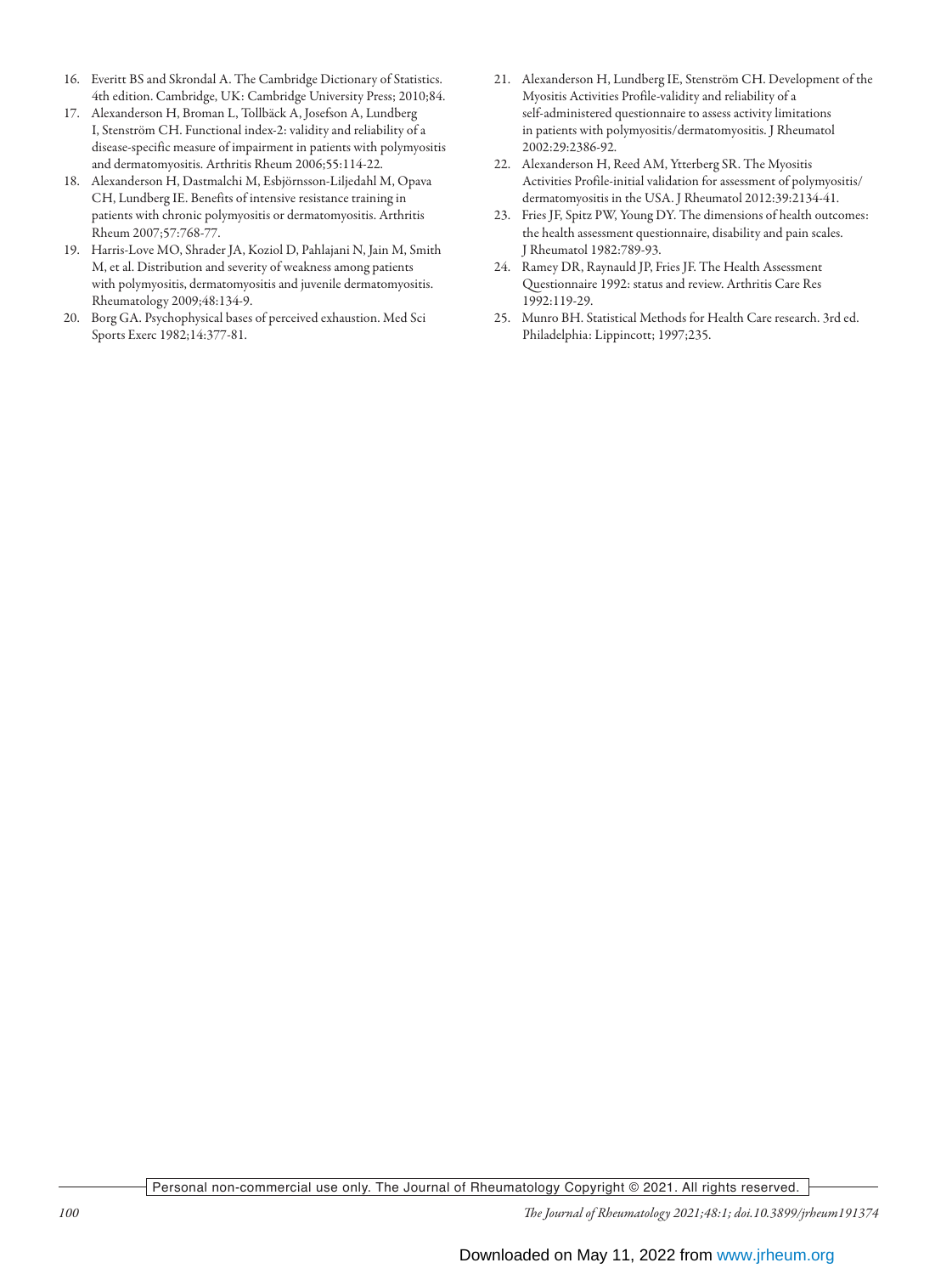16. Everitt BS and Skrondal A. The Cambridge Dictionary of Statistics. 4th edition. Cambridge, UK: Cambridge University Press; 2010;84.
17. Alexanderson H, Broman L, Tollbäck A, Josefson A, Lundberg I, Stenström CH. Functional index-2: validity and reliability of a disease-specific measure of impairment in patients with polymyositis and dermatomyositis. Arthritis Rheum 2006;55:114-22.
18. Alexanderson H, Dastmalchi M, Esbjörnsson-Liljedahl M, Opava CH, Lundberg IE. Benefits of intensive resistance training in patients with chronic polymyositis or dermatomyositis. Arthritis Rheum 2007;57:768-77.
19. Harris-Love MO, Shrader JA, Koziol D, Pahlajani N, Jain M, Smith M, et al. Distribution and severity of weakness among patients with polymyositis, dermatomyositis and juvenile dermatomyositis. Rheumatology 2009;48:134-9.
20. Borg GA. Psychophysical bases of perceived exhaustion. Med Sci Sports Exerc 1982;14:377-81.
21. Alexanderson H, Lundberg IE, Stenström CH. Development of the Myositis Activities Profile-validity and reliability of a self-administered questionnaire to assess activity limitations in patients with polymyositis/dermatomyositis. J Rheumatol 2002:29:2386-92.
22. Alexanderson H, Reed AM, Ytterberg SR. The Myositis Activities Profile-initial validation for assessment of polymyositis/dermatomyositis in the USA. J Rheumatol 2012:39:2134-41.
23. Fries JF, Spitz PW, Young DY. The dimensions of health outcomes: the health assessment questionnaire, disability and pain scales. J Rheumatol 1982:789-93.
24. Ramey DR, Raynauld JP, Fries JF. The Health Assessment Questionnaire 1992: status and review. Arthritis Care Res 1992:119-29.
25. Munro BH. Statistical Methods for Health Care research. 3rd ed. Philadelphia: Lippincott; 1997;235.